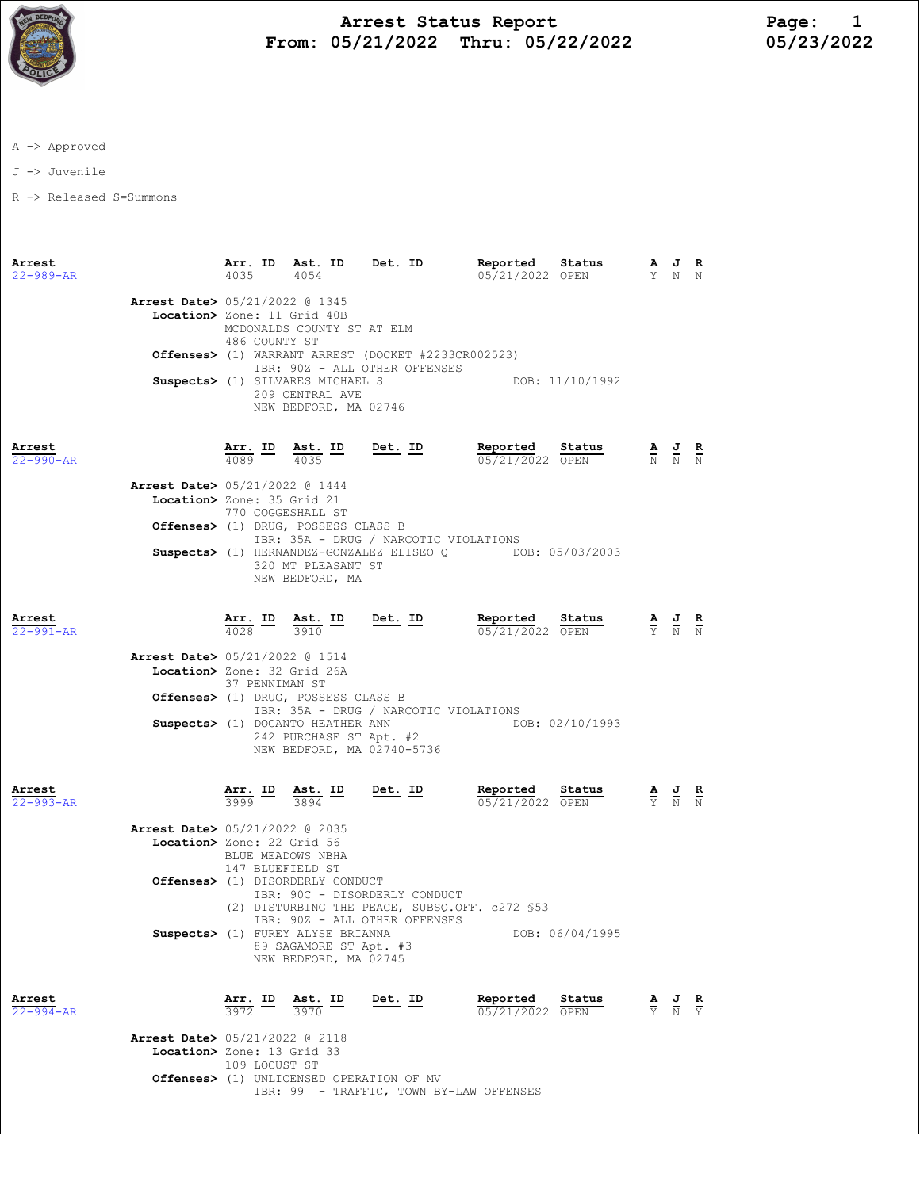# Arrest Status Report
## From: 05/21/2022 Thru: 05/22/2022

05/23/2022

A -> Approved

J -> Juvenile

R -> Released S=Summons

| Arrest | Arr. ID | Ast. ID | Det. ID | Reported | Status | A | J | R |
|---|---|---|---|---|---|---|---|---|
| 22-989-AR | 4035 | 4054 | | 05/21/2022 | OPEN | Y | N | N |

**Arrest Date>** 05/21/2022 @ 1345
**Location>** Zone: 11 Grid 40B
MCDONALDS COUNTY ST AT ELM
486 COUNTY ST
**Offenses>** (1) WARRANT ARREST (DOCKET #2233CR002523)
IBR: 90Z - ALL OTHER OFFENSES
**Suspects>** (1) SILVARES MICHAEL S DOB: 11/10/1992
209 CENTRAL AVE
NEW BEDFORD, MA 02746

| Arrest | Arr. ID | Ast. ID | Det. ID | Reported | Status | A | J | R |
|---|---|---|---|---|---|---|---|---|
| 22-990-AR | 4089 | 4035 | | 05/21/2022 | OPEN | N | N | N |

**Arrest Date>** 05/21/2022 @ 1444
**Location>** Zone: 35 Grid 21
770 COGGESHALL ST
**Offenses>** (1) DRUG, POSSESS CLASS B
IBR: 35A - DRUG / NARCOTIC VIOLATIONS
**Suspects>** (1) HERNANDEZ-GONZALEZ ELISEO Q DOB: 05/03/2003
320 MT PLEASANT ST
NEW BEDFORD, MA

| Arrest | Arr. ID | Ast. ID | Det. ID | Reported | Status | A | J | R |
|---|---|---|---|---|---|---|---|---|
| 22-991-AR | 4028 | 3910 | | 05/21/2022 | OPEN | Y | N | N |

**Arrest Date>** 05/21/2022 @ 1514
**Location>** Zone: 32 Grid 26A
37 PENNIMAN ST
**Offenses>** (1) DRUG, POSSESS CLASS B
IBR: 35A - DRUG / NARCOTIC VIOLATIONS
**Suspects>** (1) DOCANTO HEATHER ANN DOB: 02/10/1993
242 PURCHASE ST Apt. #2
NEW BEDFORD, MA 02740-5736

| Arrest | Arr. ID | Ast. ID | Det. ID | Reported | Status | A | J | R |
|---|---|---|---|---|---|---|---|---|
| 22-993-AR | 3999 | 3894 | | 05/21/2022 | OPEN | Y | N | N |

**Arrest Date>** 05/21/2022 @ 2035
**Location>** Zone: 22 Grid 56
BLUE MEADOWS NBHA
147 BLUEFIELD ST
**Offenses>** (1) DISORDERLY CONDUCT
IBR: 90C - DISORDERLY CONDUCT
(2) DISTURBING THE PEACE, SUBSQ.OFF. c272 §53
IBR: 90Z - ALL OTHER OFFENSES
**Suspects>** (1) FUREY ALYSE BRIANNA DOB: 06/04/1995
89 SAGAMORE ST Apt. #3
NEW BEDFORD, MA 02745

| Arrest | Arr. ID | Ast. ID | Det. ID | Reported | Status | A | J | R |
|---|---|---|---|---|---|---|---|---|
| 22-994-AR | 3972 | 3970 | | 05/21/2022 | OPEN | Y | N | Y |

**Arrest Date>** 05/21/2022 @ 2118
**Location>** Zone: 13 Grid 33
109 LOCUST ST
**Offenses>** (1) UNLICENSED OPERATION OF MV
IBR: 99 - TRAFFIC, TOWN BY-LAW OFFENSES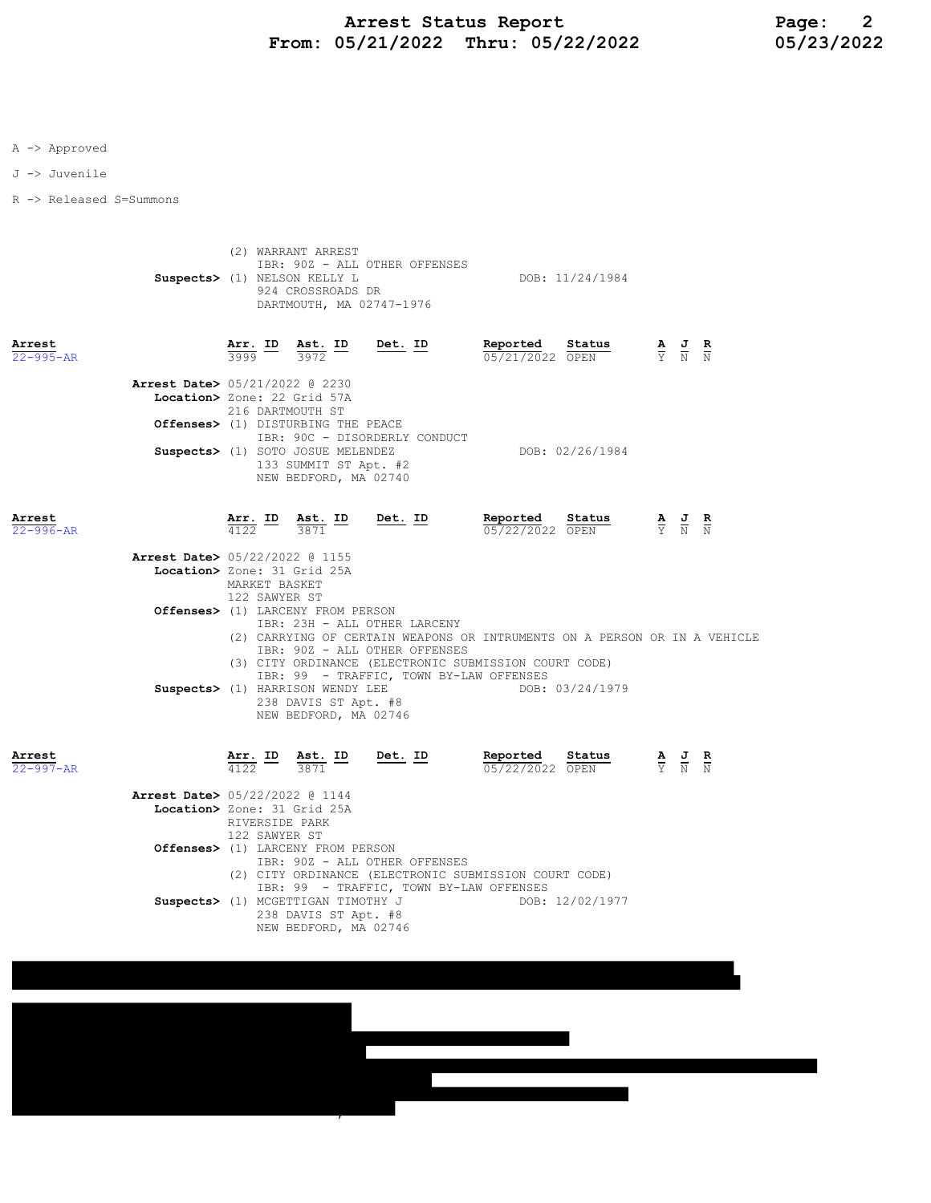A -> Approved

J -> Juvenile

R -> Released S=Summons

(2) WARRANT ARREST
IBR: 90Z - ALL OTHER OFFENSES

**Suspects>** (1) NELSON KELLY L DOB: 11/24/1984
924 CROSSROADS DR
DARTMOUTH, MA 02747-1976

| Arrest | Arr. ID | Ast. ID | Det. ID | Reported | Status | A | J | R |
|---|---|---|---|---|---|---|---|---|
| 22-995-AR | 3999 | 3972 | | 05/21/2022 | OPEN | Y | N | N |

**Arrest Date>** 05/21/2022 @ 2230
**Location>** Zone: 22 Grid 57A
216 DARTMOUTH ST
**Offenses>** (1) DISTURBING THE PEACE
IBR: 90C - DISORDERLY CONDUCT
**Suspects>** (1) SOTO JOSUE MELENDEZ DOB: 02/26/1984
133 SUMMIT ST Apt. #2
NEW BEDFORD, MA 02740

| Arrest | Arr. ID | Ast. ID | Det. ID | Reported | Status | A | J | R |
|---|---|---|---|---|---|---|---|---|
| 22-996-AR | 4122 | 3871 | | 05/22/2022 | OPEN | Y | N | N |

**Arrest Date>** 05/22/2022 @ 1155
**Location>** Zone: 31 Grid 25A
MARKET BASKET
122 SAWYER ST
**Offenses>** (1) LARCENY FROM PERSON
IBR: 23H - ALL OTHER LARCENY
(2) CARRYING OF CERTAIN WEAPONS OR INTRUMENTS ON A PERSON OR IN A VEHICLE
IBR: 90Z - ALL OTHER OFFENSES
(3) CITY ORDINANCE (ELECTRONIC SUBMISSION COURT CODE)
IBR: 99 - TRAFFIC, TOWN BY-LAW OFFENSES
**Suspects>** (1) HARRISON WENDY LEE DOB: 03/24/1979
238 DAVIS ST Apt. #8
NEW BEDFORD, MA 02746

| Arrest | Arr. ID | Ast. ID | Det. ID | Reported | Status | A | J | R |
|---|---|---|---|---|---|---|---|---|
| 22-997-AR | 4122 | 3871 | | 05/22/2022 | OPEN | Y | N | N |

**Arrest Date>** 05/22/2022 @ 1144
**Location>** Zone: 31 Grid 25A
RIVERSIDE PARK
122 SAWYER ST
**Offenses>** (1) LARCENY FROM PERSON
IBR: 90Z - ALL OTHER OFFENSES
(2) CITY ORDINANCE (ELECTRONIC SUBMISSION COURT CODE)
IBR: 99 - TRAFFIC, TOWN BY-LAW OFFENSES
**Suspects>** (1) MCGETTIGAN TIMOTHY J DOB: 12/02/1977
238 DAVIS ST Apt. #8
NEW BEDFORD, MA 02746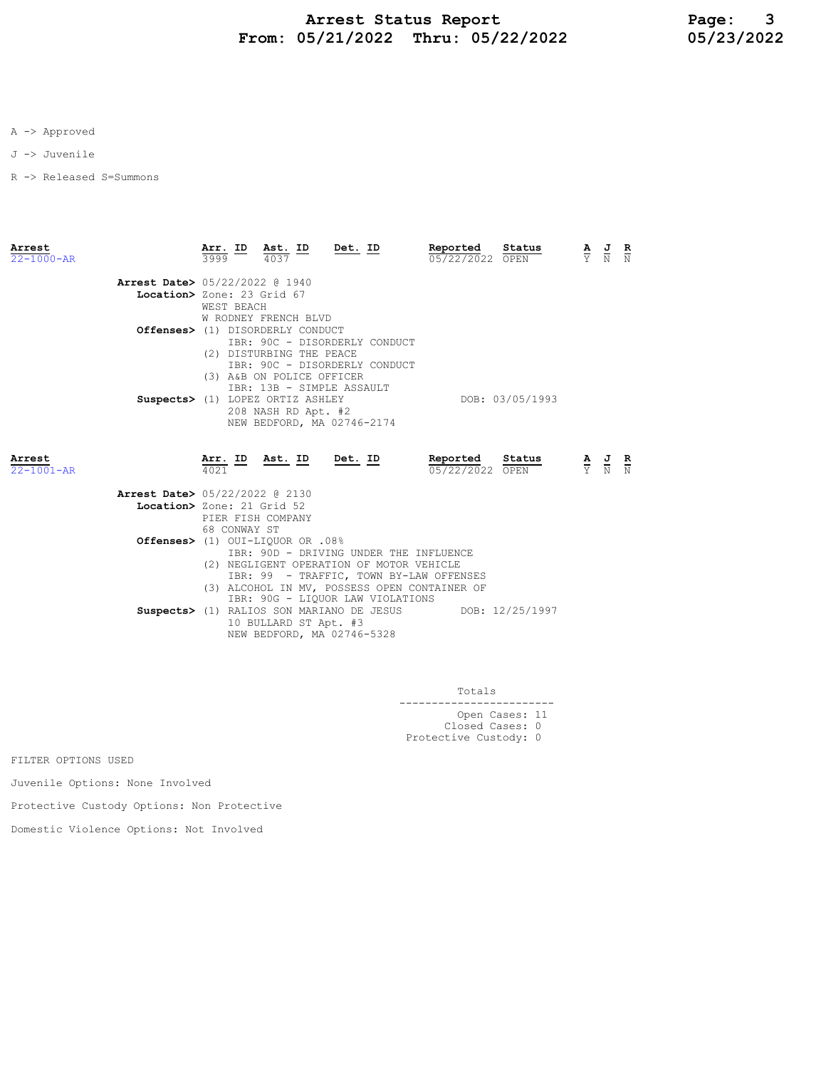# Arrest Status Report
## From: 05/21/2022 Thru: 05/22/2022

A -> Approved

J -> Juvenile

R -> Released S=Summons

| Arrest | Arr. ID | Ast. ID | Det. ID | Reported | Status | A | J | R |
|---|---|---|---|---|---|---|---|---|
| 22-1000-AR | 3999 | 4037 | | 05/22/2022 | OPEN | Y | N | N |

**Arrest Date>** 05/22/2022 @ 1940

**Location>** Zone: 23 Grid 67
WEST BEACH
W RODNEY FRENCH BLVD

**Offenses>**
(1) DISORDERLY CONDUCT
IBR: 90C - DISORDERLY CONDUCT
(2) DISTURBING THE PEACE
IBR: 90C - DISORDERLY CONDUCT
(3) A&B ON POLICE OFFICER
IBR: 13B - SIMPLE ASSAULT

**Suspects>**
(1) LOPEZ ORTIZ ASHLEY DOB: 03/05/1993
208 NASH RD Apt. #2
NEW BEDFORD, MA 02746-2174

| Arrest | Arr. ID | Ast. ID | Det. ID | Reported | Status | A | J | R |
|---|---|---|---|---|---|---|---|---|
| 22-1001-AR | 4021 | | | 05/22/2022 | OPEN | Y | N | N |

**Arrest Date>** 05/22/2022 @ 2130

**Location>** Zone: 21 Grid 52
PIER FISH COMPANY
68 CONWAY ST

**Offenses>**
(1) OUI-LIQUOR OR .08%
IBR: 90D - DRIVING UNDER THE INFLUENCE
(2) NEGLIGENT OPERATION OF MOTOR VEHICLE
IBR: 99 - TRAFFIC, TOWN BY-LAW OFFENSES
(3) ALCOHOL IN MV, POSSESS OPEN CONTAINER OF
IBR: 90G - LIQUOR LAW VIOLATIONS

**Suspects>**
(1) RALIOS SON MARIANO DE JESUS DOB: 12/25/1997
10 BULLARD ST Apt. #3
NEW BEDFORD, MA 02746-5328

Totals

Open Cases: 11
Closed Cases: 0
Protective Custody: 0

FILTER OPTIONS USED

Juvenile Options: None Involved

Protective Custody Options: Non Protective

Domestic Violence Options: Not Involved